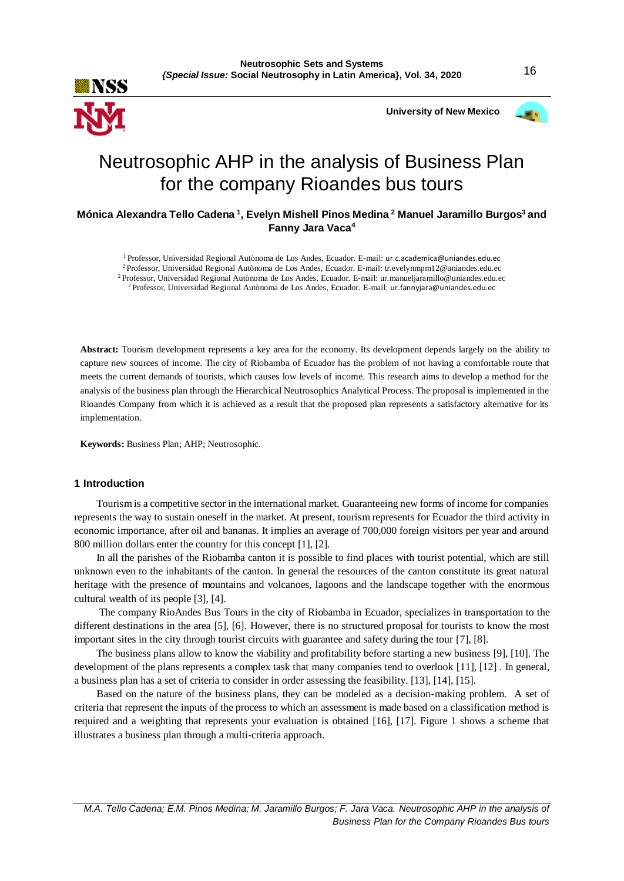# Neutrosophic AHP in the analysis of Business Plan for the company Rioandes bus tours

**Mónica Alexandra Tello Cadena [1], Evelyn Mishell Pinos Medina [2] Manuel Jaramillo Burgos[3] and Fanny Jara Vaca[4]**

[1] Professor, Universidad Regional Autònoma de Los Andes, Ecuador. E-mail: ur.c.academica@uniandes.edu.ec
[2] Professor, Universidad Regional Autònoma de Los Andes, Ecuador. E-mail: tr.evelynmpm12@uniandes.edu.ec
[2] Professor, Universidad Regional Autònoma de Los Andes, Ecuador. E-mail: ur.manueljaramillo@uniandes.edu.ec
[2] Professor, Universidad Regional Autònoma de Los Andes, Ecuador. E-mail: ur.fannyjara@uniandes.edu.ec

**Abstract:** Tourism development represents a key area for the economy. Its development depends largely on the ability to capture new sources of income. The city of Riobamba of Ecuador has the problem of not having a comfortable route that meets the current demands of tourists, which causes low levels of income. This research aims to develop a method for the analysis of the business plan through the Hierarchical Neutrosophics Analytical Process. The proposal is implemented in the Rioandes Company from which it is achieved as a result that the proposed plan represents a satisfactory alternative for its implementation.

**Keywords:** Business Plan; AHP; Neutrosophic.

## 1 Introduction

Tourism is a competitive sector in the international market. Guaranteeing new forms of income for companies represents the way to sustain oneself in the market. At present, tourism represents for Ecuador the third activity in economic importance, after oil and bananas. It implies an average of 700,000 foreign visitors per year and around 800 million dollars enter the country for this concept [1], [2].

In all the parishes of the Riobamba canton it is possible to find places with tourist potential, which are still unknown even to the inhabitants of the canton. In general the resources of the canton constitute its great natural heritage with the presence of mountains and volcanoes, lagoons and the landscape together with the enormous cultural wealth of its people [3], [4].

The company RioAndes Bus Tours in the city of Riobamba in Ecuador, specializes in transportation to the different destinations in the area [5], [6]. However, there is no structured proposal for tourists to know the most important sites in the city through tourist circuits with guarantee and safety during the tour [7], [8].

The business plans allow to know the viability and profitability before starting a new business [9], [10]. The development of the plans represents a complex task that many companies tend to overlook [11], [12] . In general, a business plan has a set of criteria to consider in order assessing the feasibility. [13], [14], [15].

Based on the nature of the business plans, they can be modeled as a decision-making problem. A set of criteria that represent the inputs of the process to which an assessment is made based on a classification method is required and a weighting that represents your evaluation is obtained [16], [17]. Figure 1 shows a scheme that illustrates a business plan through a multi-criteria approach.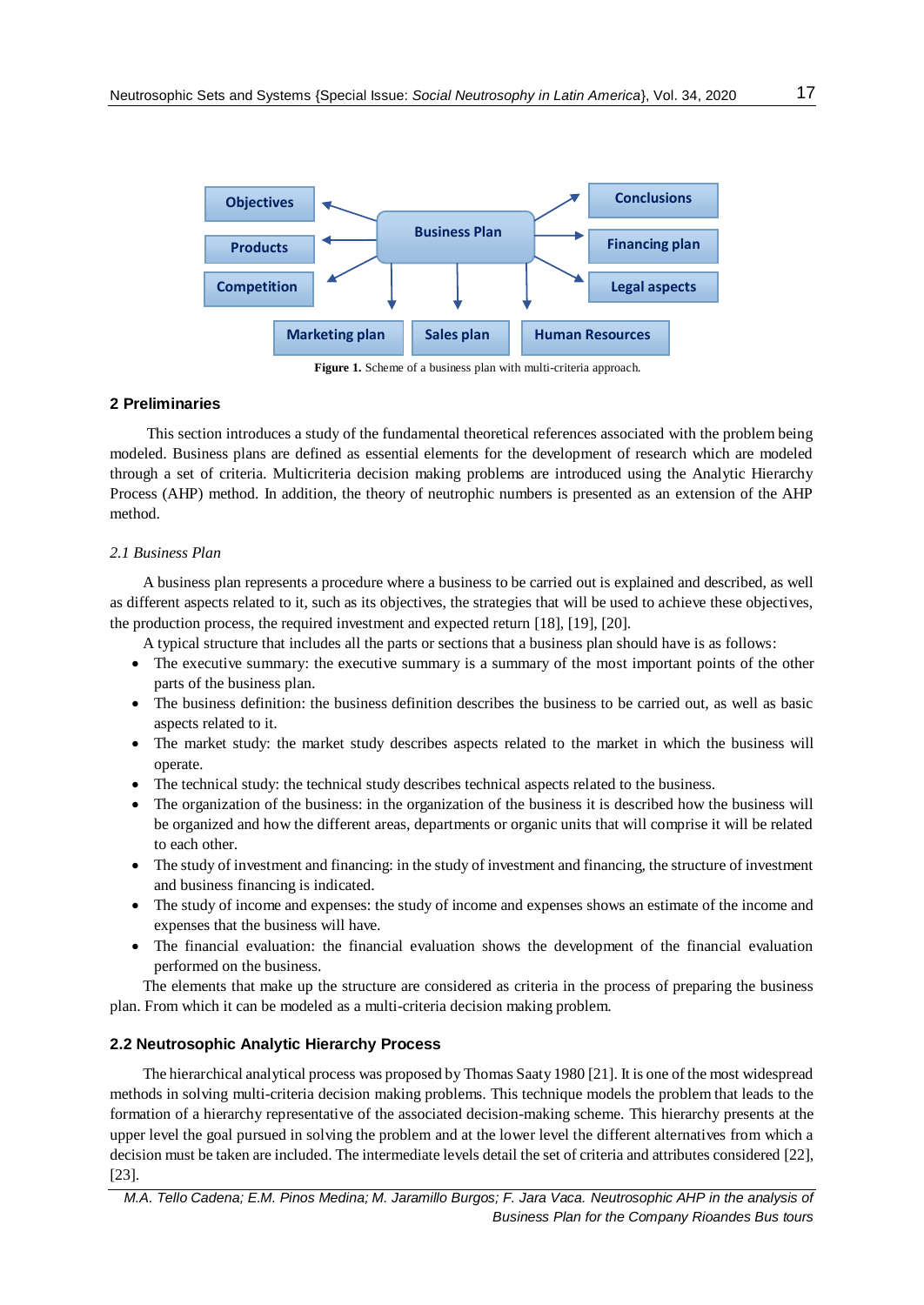Figure 1. Scheme of a business plan with multi-criteria approach.

## 2 Preliminaries

This section introduces a study of the fundamental theoretical references associated with the problem being modeled. Business plans are defined as essential elements for the development of research which are modeled through a set of criteria. Multicriteria decision making problems are introduced using the Analytic Hierarchy Process (AHP) method. In addition, the theory of neutrophic numbers is presented as an extension of the AHP method.

### *2.1 Business Plan*

A business plan represents a procedure where a business to be carried out is explained and described, as well as different aspects related to it, such as its objectives, the strategies that will be used to achieve these objectives, the production process, the required investment and expected return [18], [19], [20].

A typical structure that includes all the parts or sections that a business plan should have is as follows:

- The executive summary: the executive summary is a summary of the most important points of the other parts of the business plan.
- The business definition: the business definition describes the business to be carried out, as well as basic aspects related to it.
- The market study: the market study describes aspects related to the market in which the business will operate.
- The technical study: the technical study describes technical aspects related to the business.
- The organization of the business: in the organization of the business it is described how the business will be organized and how the different areas, departments or organic units that will comprise it will be related to each other.
- The study of investment and financing: in the study of investment and financing, the structure of investment and business financing is indicated.
- The study of income and expenses: the study of income and expenses shows an estimate of the income and expenses that the business will have.
- The financial evaluation: the financial evaluation shows the development of the financial evaluation performed on the business.

The elements that make up the structure are considered as criteria in the process of preparing the business plan. From which it can be modeled as a multi-criteria decision making problem.

### 2.2 Neutrosophic Analytic Hierarchy Process

The hierarchical analytical process was proposed by Thomas Saaty 1980 [21]. It is one of the most widespread methods in solving multi-criteria decision making problems. This technique models the problem that leads to the formation of a hierarchy representative of the associated decision-making scheme. This hierarchy presents at the upper level the goal pursued in solving the problem and at the lower level the different alternatives from which a decision must be taken are included. The intermediate levels detail the set of criteria and attributes considered [22], [23].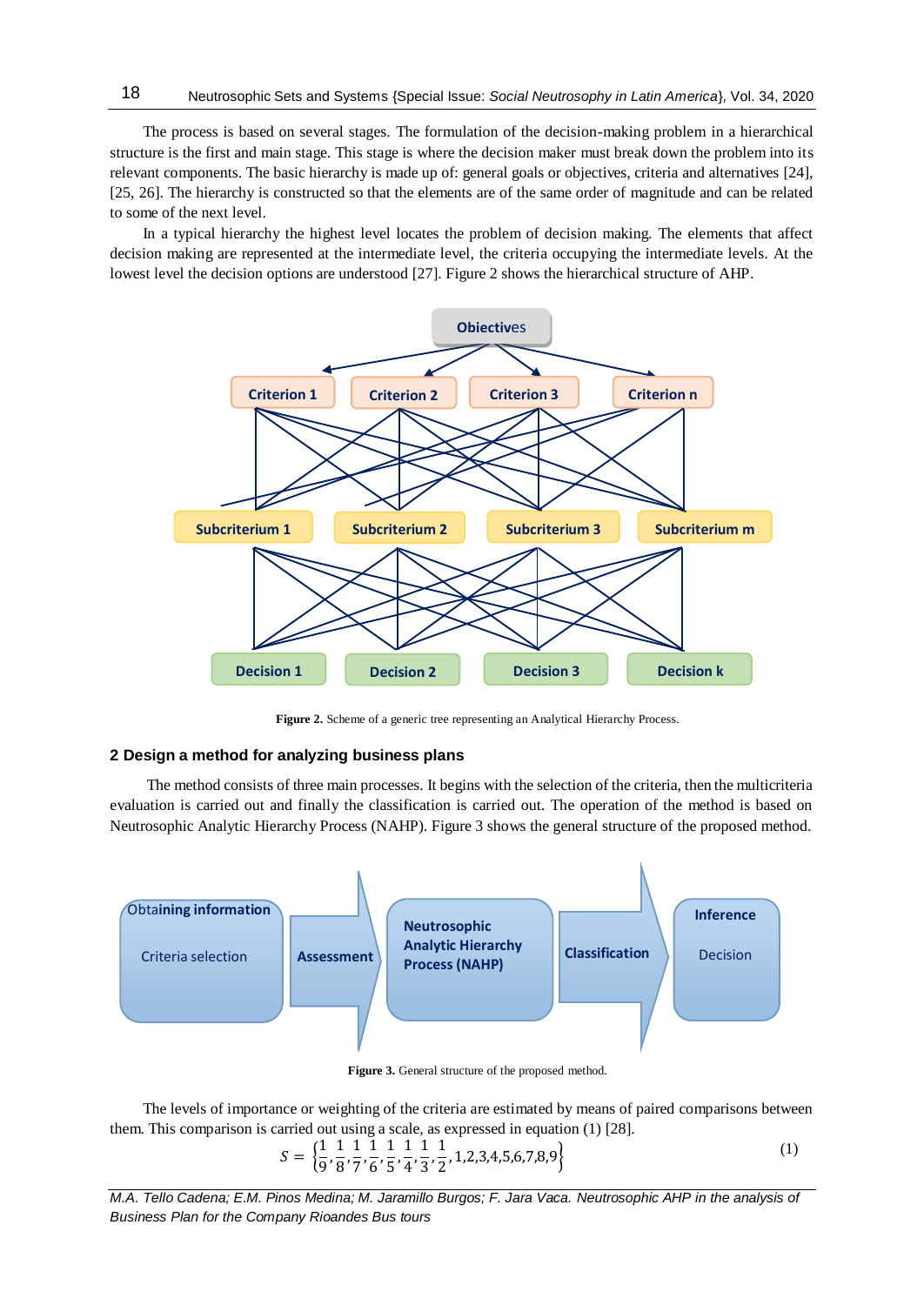The process is based on several stages. The formulation of the decision-making problem in a hierarchical structure is the first and main stage. This stage is where the decision maker must break down the problem into its relevant components. The basic hierarchy is made up of: general goals or objectives, criteria and alternatives [24], [25, 26]. The hierarchy is constructed so that the elements are of the same order of magnitude and can be related to some of the next level.

In a typical hierarchy the highest level locates the problem of decision making. The elements that affect decision making are represented at the intermediate level, the criteria occupying the intermediate levels. At the lowest level the decision options are understood [27]. Figure 2 shows the hierarchical structure of AHP.

**Figure 2.** Scheme of a generic tree representing an Analytical Hierarchy Process.

## 2 Design a method for analyzing business plans

The method consists of three main processes. It begins with the selection of the criteria, then the multicriteria evaluation is carried out and finally the classification is carried out. The operation of the method is based on Neutrosophic Analytic Hierarchy Process (NAHP). Figure 3 shows the general structure of the proposed method.

**Figure 3.** General structure of the proposed method.

The levels of importance or weighting of the criteria are estimated by means of paired comparisons between them. This comparison is carried out using a scale, as expressed in equation (1) [28].

$$S = \left\{\frac{1}{9}, \frac{1}{8}, \frac{1}{7}, \frac{1}{6}, \frac{1}{5}, \frac{1}{4}, \frac{1}{3}, \frac{1}{2}, 1,2,3,4,5,6,7,8,9\right\} \tag{1}$$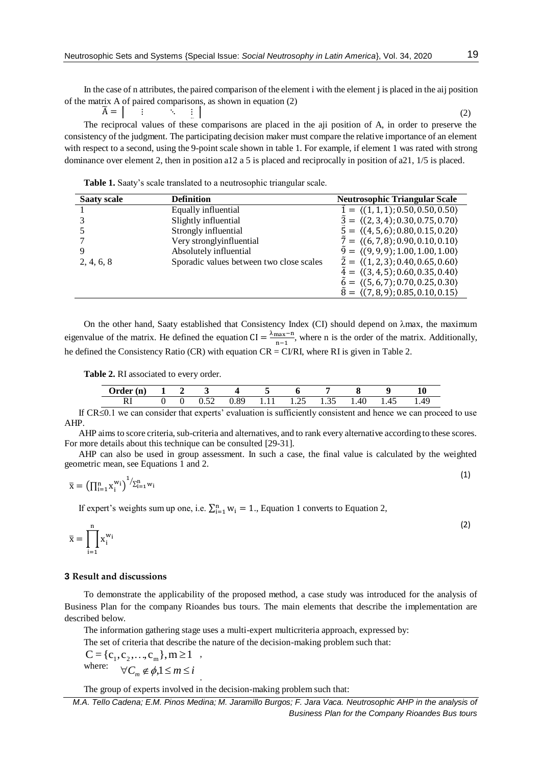In the case of n attributes, the paired comparison of the element i with the element j is placed in the aij position of the matrix A of paired comparisons, as shown in equation (2)

$$\tilde{A} = \begin{vmatrix} \vdots & \ddots & \vdots \end{vmatrix} \quad (2)$$

The reciprocal values of these comparisons are placed in the aji position of A, in order to preserve the consistency of the judgment. The participating decision maker must compare the relative importance of an element with respect to a second, using the 9-point scale shown in table 1. For example, if element 1 was rated with strong dominance over element 2, then in position a12 a 5 is placed and reciprocally in position of a21, 1/5 is placed.

**Table 1.** Saaty's scale translated to a neutrosophic triangular scale.

| Saaty scale | Definition | Neutrosophic Triangular Scale |
|---|---|---|
| 1 | Equally influential | $\tilde{1} = \langle(1,1,1); 0.50, 0.50, 0.50\rangle$ |
| 3 | Slightly influential | $\tilde{3} = \langle(2,3,4); 0.30, 0.75, 0.70\rangle$ |
| 5 | Strongly influential | $\tilde{5} = \langle(4,5,6); 0.80, 0.15, 0.20\rangle$ |
| 7 | Very stronglyinfluential | $\tilde{7} = \langle(6,7,8); 0.90, 0.10, 0.10\rangle$ |
| 9 | Absolutely influential | $\tilde{9} = \langle(9,9,9); 1.00, 1.00, 1.00\rangle$ |
| 2, 4, 6, 8 | Sporadic values between two close scales | $\tilde{2} = \langle(1,2,3); 0.40, 0.65, 0.60\rangle$ |
| | | $\tilde{4} = \langle(3,4,5); 0.60, 0.35, 0.40\rangle$ |
| | | $\tilde{6} = \langle(5,6,7); 0.70, 0.25, 0.30\rangle$ |
| | | $\tilde{8} = \langle(7,8,9); 0.85, 0.10, 0.15\rangle$ |

On the other hand, Saaty established that Consistency Index (CI) should depend on λmax, the maximum eigenvalue of the matrix. He defined the equation $CI = \frac{\lambda_{max} - n}{n-1}$, where n is the order of the matrix. Additionally, he defined the Consistency Ratio (CR) with equation CR = CI/RI, where RI is given in Table 2.

**Table 2.** RI associated to every order.

| Order (n) | 1 | 2 | 3 | 4 | 5 | 6 | 7 | 8 | 9 | 10 |
|---|---|---|---|---|---|---|---|---|---|---|
| RI | 0 | 0 | 0.52 | 0.89 | 1.11 | 1.25 | 1.35 | 1.40 | 1.45 | 1.49 |

If CR≤0.1 we can consider that experts' evaluation is sufficiently consistent and hence we can proceed to use AHP.

AHP aims to score criteria, sub-criteria and alternatives, and to rank every alternative according to these scores. For more details about this technique can be consulted [29-31].

AHP can also be used in group assessment. In such a case, the final value is calculated by the weighted geometric mean, see Equations 1 and 2.

$$\bar{x} = \left(\prod_{i=1}^{n} x_i^{w_i}\right)^{1/\sum_{i=1}^{n} w_i} \quad (1)$$

If expert's weights sum up one, i.e. $\sum_{i=1}^{n} w_i = 1.$, Equation 1 converts to Equation 2,

$$\bar{x} = \prod_{i=1}^{n} x_i^{w_i} \quad (2)$$

## 3 Result and discussions

To demonstrate the applicability of the proposed method, a case study was introduced for the analysis of Business Plan for the company Rioandes bus tours. The main elements that describe the implementation are described below.

The information gathering stage uses a multi-expert multicriteria approach, expressed by:

The set of criteria that describe the nature of the decision-making problem such that:

$C = \{c_1, c_2, \ldots, c_m\}, m \geq 1$ ,

where: $\forall C_m \notin \phi, 1 \leq m \leq i$ .

The group of experts involved in the decision-making problem such that: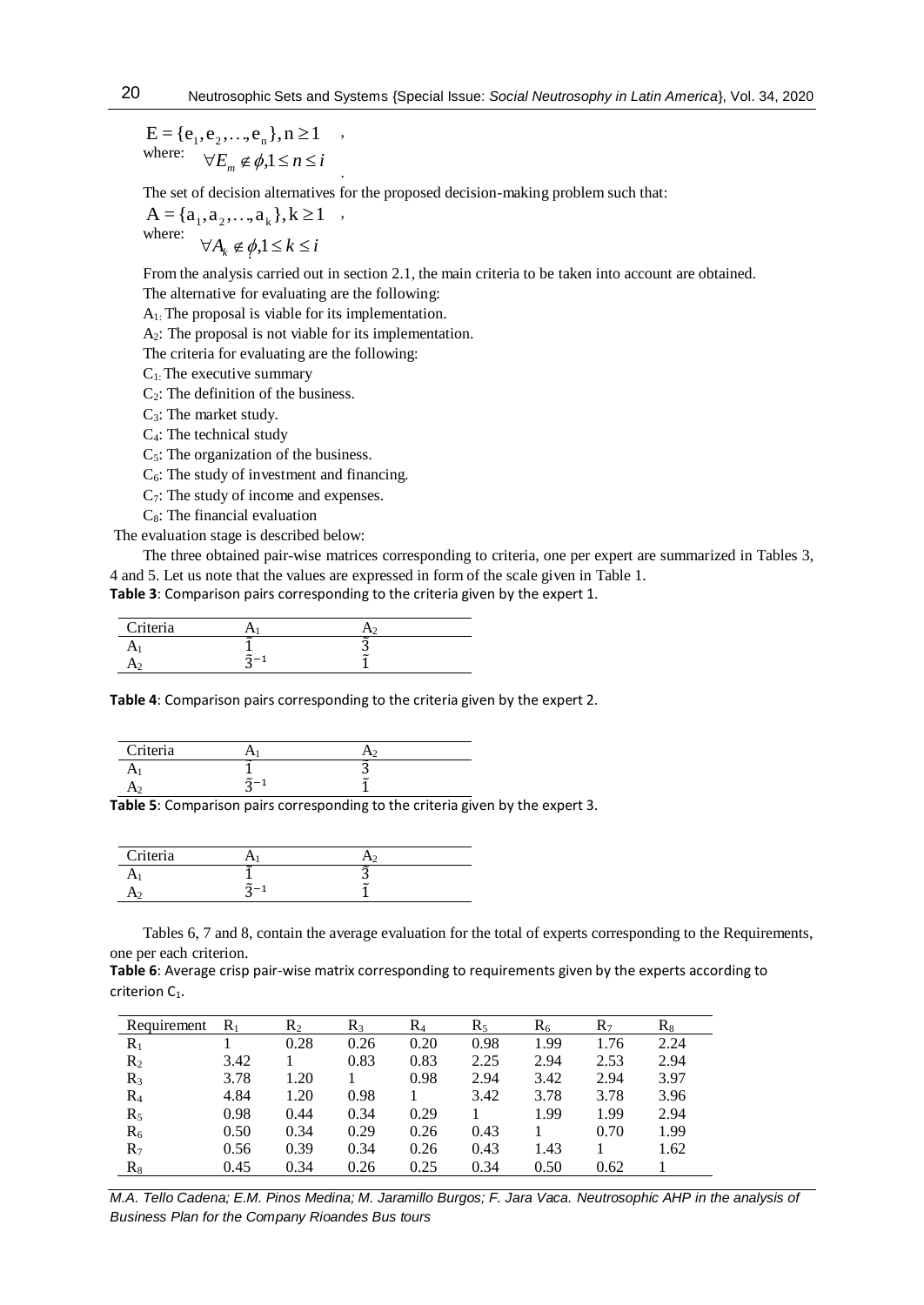$E = \{e_1, e_2, \ldots, e_n\}, n \geq 1$ ,
where: $\forall E_m \notin \phi, 1 \leq n \leq i$ .

The set of decision alternatives for the proposed decision-making problem such that:

$A = \{a_1, a_2, \ldots, a_k\}, k \geq 1$ ,
where: $\forall A_k \notin \phi, 1 \leq k \leq i$

From the analysis carried out in section 2.1, the main criteria to be taken into account are obtained.

The alternative for evaluating are the following:

$A_1$: The proposal is viable for its implementation.

$A_2$: The proposal is not viable for its implementation.

The criteria for evaluating are the following:

$C_1$: The executive summary

$C_2$: The definition of the business.

$C_3$: The market study.

$C_4$: The technical study

$C_5$: The organization of the business.

$C_6$: The study of investment and financing.

$C_7$: The study of income and expenses.

$C_8$: The financial evaluation

The evaluation stage is described below:

The three obtained pair-wise matrices corresponding to criteria, one per expert are summarized in Tables 3, 4 and 5. Let us note that the values are expressed in form of the scale given in Table 1.

**Table 3**: Comparison pairs corresponding to the criteria given by the expert 1.

| Criteria | $A_1$ | $A_2$ |
|---|---|---|
| $A_1$ | $\tilde{1}$ | $\tilde{3}$ |
| $A_2$ | $\tilde{3}^{-1}$ | $\tilde{1}$ |

**Table 4**: Comparison pairs corresponding to the criteria given by the expert 2.

| Criteria | $A_1$ | $A_2$ |
|---|---|---|
| $A_1$ | $\tilde{1}$ | $\tilde{3}$ |
| $A_2$ | $\tilde{3}^{-1}$ | $\tilde{1}$ |

**Table 5**: Comparison pairs corresponding to the criteria given by the expert 3.

| Criteria | $A_1$ | $A_2$ |
|---|---|---|
| $A_1$ | $\tilde{1}$ | $\tilde{3}$ |
| $A_2$ | $\tilde{3}^{-1}$ | $\tilde{1}$ |

Tables 6, 7 and 8, contain the average evaluation for the total of experts corresponding to the Requirements, one per each criterion.

**Table 6**: Average crisp pair-wise matrix corresponding to requirements given by the experts according to criterion $C_1$.

| Requirement | $R_1$ | $R_2$ | $R_3$ | $R_4$ | $R_5$ | $R_6$ | $R_7$ | $R_8$ |
|---|---|---|---|---|---|---|---|---|
| $R_1$ | 1 | 0.28 | 0.26 | 0.20 | 0.98 | 1.99 | 1.76 | 2.24 |
| $R_2$ | 3.42 | 1 | 0.83 | 0.83 | 2.25 | 2.94 | 2.53 | 2.94 |
| $R_3$ | 3.78 | 1.20 | 1 | 0.98 | 2.94 | 3.42 | 2.94 | 3.97 |
| $R_4$ | 4.84 | 1.20 | 0.98 | 1 | 3.42 | 3.78 | 3.78 | 3.96 |
| $R_5$ | 0.98 | 0.44 | 0.34 | 0.29 | 1 | 1.99 | 1.99 | 2.94 |
| $R_6$ | 0.50 | 0.34 | 0.29 | 0.26 | 0.43 | 1 | 0.70 | 1.99 |
| $R_7$ | 0.56 | 0.39 | 0.34 | 0.26 | 0.43 | 1.43 | 1 | 1.62 |
| $R_8$ | 0.45 | 0.34 | 0.26 | 0.25 | 0.34 | 0.50 | 0.62 | 1 |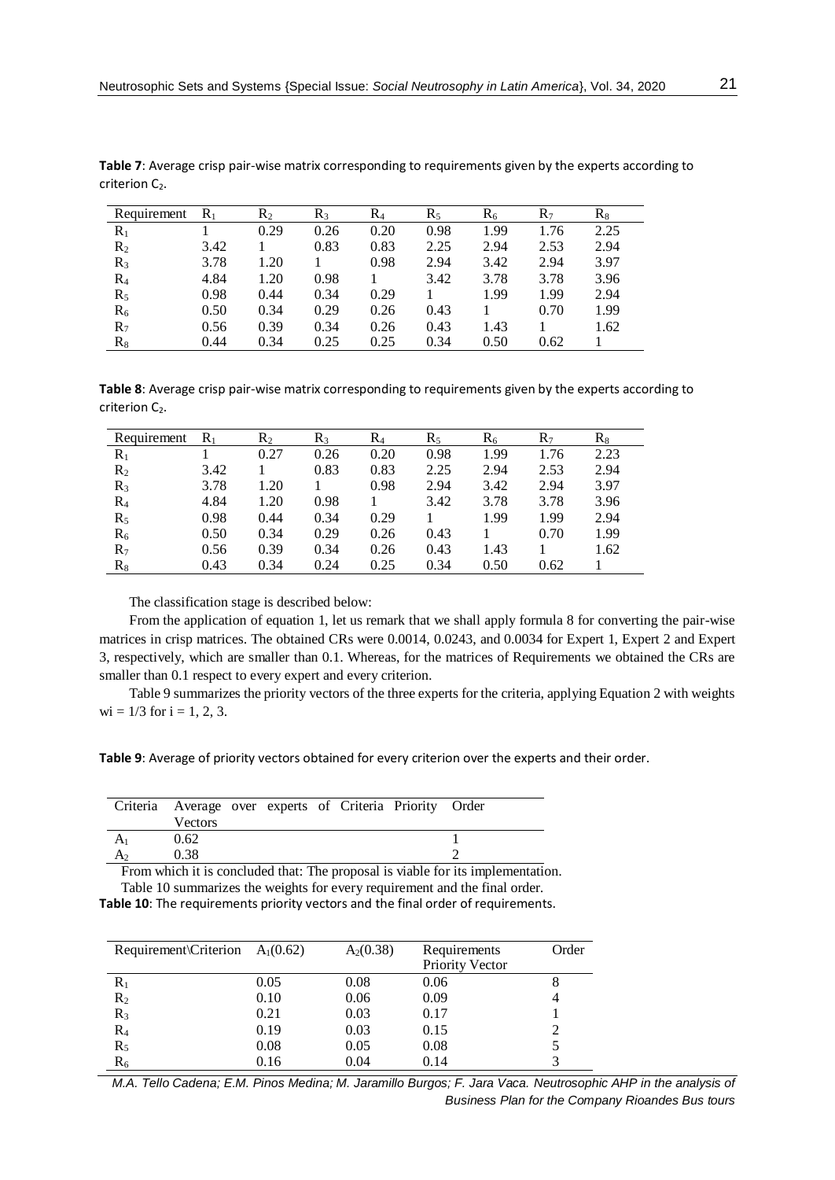**Table 7**: Average crisp pair-wise matrix corresponding to requirements given by the experts according to criterion $C_2$.

| Requirement | $R_1$ | $R_2$ | $R_3$ | $R_4$ | $R_5$ | $R_6$ | $R_7$ | $R_8$ |
|---|---|---|---|---|---|---|---|---|
| $R_1$ | 1 | 0.29 | 0.26 | 0.20 | 0.98 | 1.99 | 1.76 | 2.25 |
| $R_2$ | 3.42 | 1 | 0.83 | 0.83 | 2.25 | 2.94 | 2.53 | 2.94 |
| $R_3$ | 3.78 | 1.20 | 1 | 0.98 | 2.94 | 3.42 | 2.94 | 3.97 |
| $R_4$ | 4.84 | 1.20 | 0.98 | 1 | 3.42 | 3.78 | 3.78 | 3.96 |
| $R_5$ | 0.98 | 0.44 | 0.34 | 0.29 | 1 | 1.99 | 1.99 | 2.94 |
| $R_6$ | 0.50 | 0.34 | 0.29 | 0.26 | 0.43 | 1 | 0.70 | 1.99 |
| $R_7$ | 0.56 | 0.39 | 0.34 | 0.26 | 0.43 | 1.43 | 1 | 1.62 |
| $R_8$ | 0.44 | 0.34 | 0.25 | 0.25 | 0.34 | 0.50 | 0.62 | 1 |

**Table 8**: Average crisp pair-wise matrix corresponding to requirements given by the experts according to criterion $C_2$.

| Requirement | $R_1$ | $R_2$ | $R_3$ | $R_4$ | $R_5$ | $R_6$ | $R_7$ | $R_8$ |
|---|---|---|---|---|---|---|---|---|
| $R_1$ | 1 | 0.27 | 0.26 | 0.20 | 0.98 | 1.99 | 1.76 | 2.23 |
| $R_2$ | 3.42 | 1 | 0.83 | 0.83 | 2.25 | 2.94 | 2.53 | 2.94 |
| $R_3$ | 3.78 | 1.20 | 1 | 0.98 | 2.94 | 3.42 | 2.94 | 3.97 |
| $R_4$ | 4.84 | 1.20 | 0.98 | 1 | 3.42 | 3.78 | 3.78 | 3.96 |
| $R_5$ | 0.98 | 0.44 | 0.34 | 0.29 | 1 | 1.99 | 1.99 | 2.94 |
| $R_6$ | 0.50 | 0.34 | 0.29 | 0.26 | 0.43 | 1 | 0.70 | 1.99 |
| $R_7$ | 0.56 | 0.39 | 0.34 | 0.26 | 0.43 | 1.43 | 1 | 1.62 |
| $R_8$ | 0.43 | 0.34 | 0.24 | 0.25 | 0.34 | 0.50 | 0.62 | 1 |

The classification stage is described below:

From the application of equation 1, let us remark that we shall apply formula 8 for converting the pair-wise matrices in crisp matrices. The obtained CRs were 0.0014, 0.0243, and 0.0034 for Expert 1, Expert 2 and Expert 3, respectively, which are smaller than 0.1. Whereas, for the matrices of Requirements we obtained the CRs are smaller than 0.1 respect to every expert and every criterion.

Table 9 summarizes the priority vectors of the three experts for the criteria, applying Equation 2 with weights $w_i = 1/3$ for $i = 1, 2, 3$.

**Table 9**: Average of priority vectors obtained for every criterion over the experts and their order.

| Criteria | Average over experts of Criteria Priority Vectors | Order |
|---|---|---|
| $A_1$ | 0.62 | 1 |
| $A_2$ | 0.38 | 2 |

From which it is concluded that: The proposal is viable for its implementation.

Table 10 summarizes the weights for every requirement and the final order.

**Table 10**: The requirements priority vectors and the final order of requirements.

| Requirement\Criterion | $A_1(0.62)$ | $A_2(0.38)$ | Requirements Priority Vector | Order |
|---|---|---|---|---|
| $R_1$ | 0.05 | 0.08 | 0.06 | 8 |
| $R_2$ | 0.10 | 0.06 | 0.09 | 4 |
| $R_3$ | 0.21 | 0.03 | 0.17 | 1 |
| $R_4$ | 0.19 | 0.03 | 0.15 | 2 |
| $R_5$ | 0.08 | 0.05 | 0.08 | 5 |
| $R_6$ | 0.16 | 0.04 | 0.14 | 3 |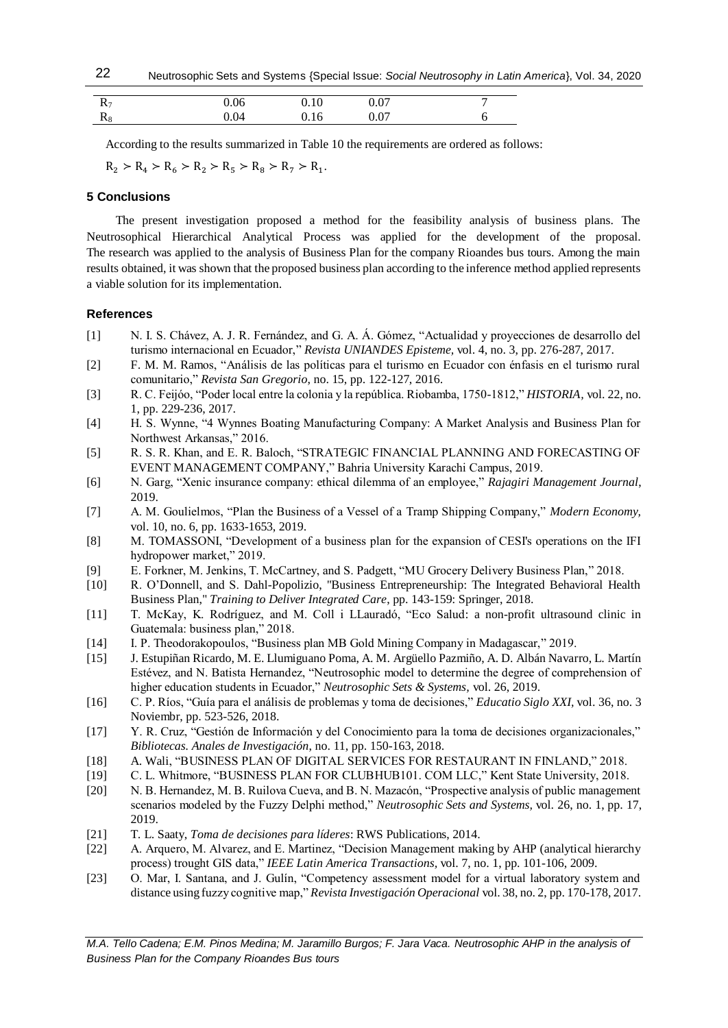| | | | | |
|---|---|---|---|---|
| $R_7$ | 0.06 | 0.10 | 0.07 | 7 |
| $R_8$ | 0.04 | 0.16 | 0.07 | 6 |

According to the results summarized in Table 10 the requirements are ordered as follows:

$R_2 \succ R_4 \succ R_6 \succ R_2 \succ R_5 \succ R_8 \succ R_7 \succ R_1$.

## 5 Conclusions

The present investigation proposed a method for the feasibility analysis of business plans. The Neutrosophical Hierarchical Analytical Process was applied for the development of the proposal. The research was applied to the analysis of Business Plan for the company Rioandes bus tours. Among the main results obtained, it was shown that the proposed business plan according to the inference method applied represents a viable solution for its implementation.

## References

[1] N. I. S. Chávez, A. J. R. Fernández, and G. A. Á. Gómez, "Actualidad y proyecciones de desarrollo del turismo internacional en Ecuador," *Revista UNIANDES Episteme,* vol. 4, no. 3, pp. 276-287, 2017.

[2] F. M. M. Ramos, "Análisis de las políticas para el turismo en Ecuador con énfasis en el turismo rural comunitario," *Revista San Gregorio,* no. 15, pp. 122-127, 2016.

[3] R. C. Feijóo, "Poder local entre la colonia y la república. Riobamba, 1750-1812," *HISTORIA,* vol. 22, no. 1, pp. 229-236, 2017.

[4] H. S. Wynne, "4 Wynnes Boating Manufacturing Company: A Market Analysis and Business Plan for Northwest Arkansas," 2016.

[5] R. S. R. Khan, and E. R. Baloch, "STRATEGIC FINANCIAL PLANNING AND FORECASTING OF EVENT MANAGEMENT COMPANY," Bahria University Karachi Campus, 2019.

[6] N. Garg, "Xenic insurance company: ethical dilemma of an employee," *Rajagiri Management Journal*, 2019.

[7] A. M. Goulielmos, "Plan the Business of a Vessel of a Tramp Shipping Company," *Modern Economy,* vol. 10, no. 6, pp. 1633-1653, 2019.

[8] M. TOMASSONI, "Development of a business plan for the expansion of CESI's operations on the IFI hydropower market," 2019.

[9] E. Forkner, M. Jenkins, T. McCartney, and S. Padgett, "MU Grocery Delivery Business Plan," 2018.

[10] R. O'Donnell, and S. Dahl-Popolizio, "Business Entrepreneurship: The Integrated Behavioral Health Business Plan," *Training to Deliver Integrated Care,* pp. 143-159: Springer, 2018.

[11] T. McKay, K. Rodríguez, and M. Coll i LLauradó, "Eco Salud: a non-profit ultrasound clinic in Guatemala: business plan," 2018.

[14] I. P. Theodorakopoulos, "Business plan MB Gold Mining Company in Madagascar," 2019.

[15] J. Estupiñan Ricardo, M. E. Llumiguano Poma, A. M. Argüello Pazmiño, A. D. Albán Navarro, L. Martín Estévez, and N. Batista Hernandez, "Neutrosophic model to determine the degree of comprehension of higher education students in Ecuador," *Neutrosophic Sets & Systems,* vol. 26, 2019.

[16] C. P. Ríos, "Guía para el análisis de problemas y toma de decisiones," *Educatio Siglo XXI,* vol. 36, no. 3 Noviembr, pp. 523-526, 2018.

[17] Y. R. Cruz, "Gestión de Información y del Conocimiento para la toma de decisiones organizacionales," *Bibliotecas. Anales de Investigación,* no. 11, pp. 150-163, 2018.

[18] A. Wali, "BUSINESS PLAN OF DIGITAL SERVICES FOR RESTAURANT IN FINLAND," 2018.

[19] C. L. Whitmore, "BUSINESS PLAN FOR CLUBHUB101. COM LLC," Kent State University, 2018.

[20] N. B. Hernandez, M. B. Ruilova Cueva, and B. N. Mazacón, "Prospective analysis of public management scenarios modeled by the Fuzzy Delphi method," *Neutrosophic Sets and Systems,* vol. 26, no. 1, pp. 17, 2019.

[21] T. L. Saaty, *Toma de decisiones para líderes*: RWS Publications, 2014.

[22] A. Arquero, M. Alvarez, and E. Martinez, "Decision Management making by AHP (analytical hierarchy process) trought GIS data," *IEEE Latin America Transactions,* vol. 7, no. 1, pp. 101-106, 2009.

[23] O. Mar, I. Santana, and J. Gulín, "Competency assessment model for a virtual laboratory system and distance using fuzzy cognitive map," *Revista Investigación Operacional* vol. 38, no. 2, pp. 170-178, 2017.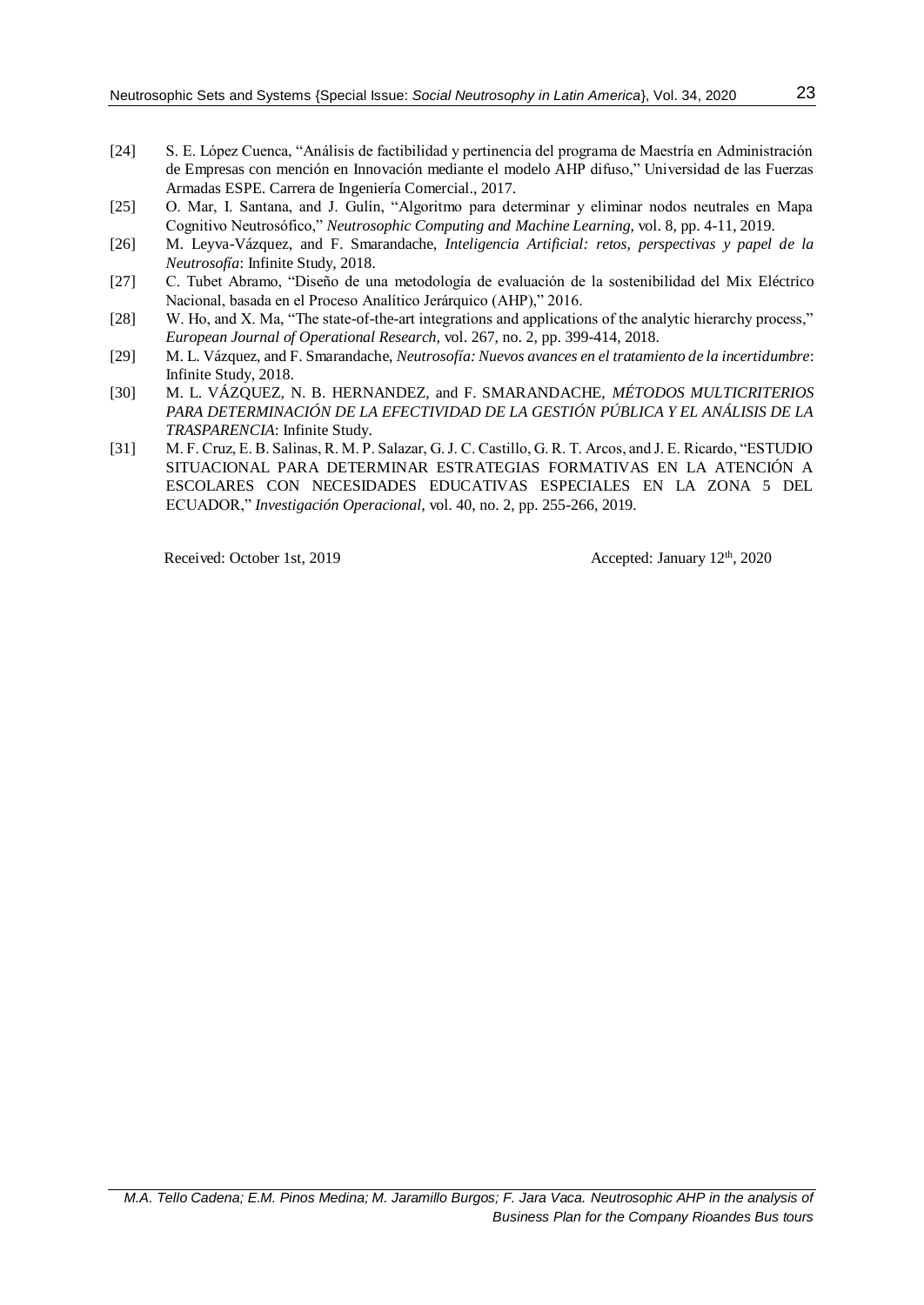[24] S. E. López Cuenca, "Análisis de factibilidad y pertinencia del programa de Maestría en Administración de Empresas con mención en Innovación mediante el modelo AHP difuso," Universidad de las Fuerzas Armadas ESPE. Carrera de Ingeniería Comercial., 2017.

[25] O. Mar, I. Santana, and J. Gulín, "Algoritmo para determinar y eliminar nodos neutrales en Mapa Cognitivo Neutrosófico," *Neutrosophic Computing and Machine Learning,* vol. 8, pp. 4-11, 2019.

[26] M. Leyva-Vázquez, and F. Smarandache, *Inteligencia Artificial: retos, perspectivas y papel de la Neutrosofía*: Infinite Study, 2018.

[27] C. Tubet Abramo, "Diseño de una metodología de evaluación de la sostenibilidad del Mix Eléctrico Nacional, basada en el Proceso Analítico Jerárquico (AHP)," 2016.

[28] W. Ho, and X. Ma, "The state-of-the-art integrations and applications of the analytic hierarchy process," *European Journal of Operational Research,* vol. 267, no. 2, pp. 399-414, 2018.

[29] M. L. Vázquez, and F. Smarandache, *Neutrosofía: Nuevos avances en el tratamiento de la incertidumbre*: Infinite Study, 2018.

[30] M. L. VÁZQUEZ, N. B. HERNANDEZ, and F. SMARANDACHE, *MÉTODOS MULTICRITERIOS PARA DETERMINACIÓN DE LA EFECTIVIDAD DE LA GESTIÓN PÚBLICA Y EL ANÁLISIS DE LA TRASPARENCIA*: Infinite Study.

[31] M. F. Cruz, E. B. Salinas, R. M. P. Salazar, G. J. C. Castillo, G. R. T. Arcos, and J. E. Ricardo, "ESTUDIO SITUACIONAL PARA DETERMINAR ESTRATEGIAS FORMATIVAS EN LA ATENCIÓN A ESCOLARES CON NECESIDADES EDUCATIVAS ESPECIALES EN LA ZONA 5 DEL ECUADOR," *Investigación Operacional,* vol. 40, no. 2, pp. 255-266, 2019.

Received: October 1st, 2019 Accepted: January 12th, 2020